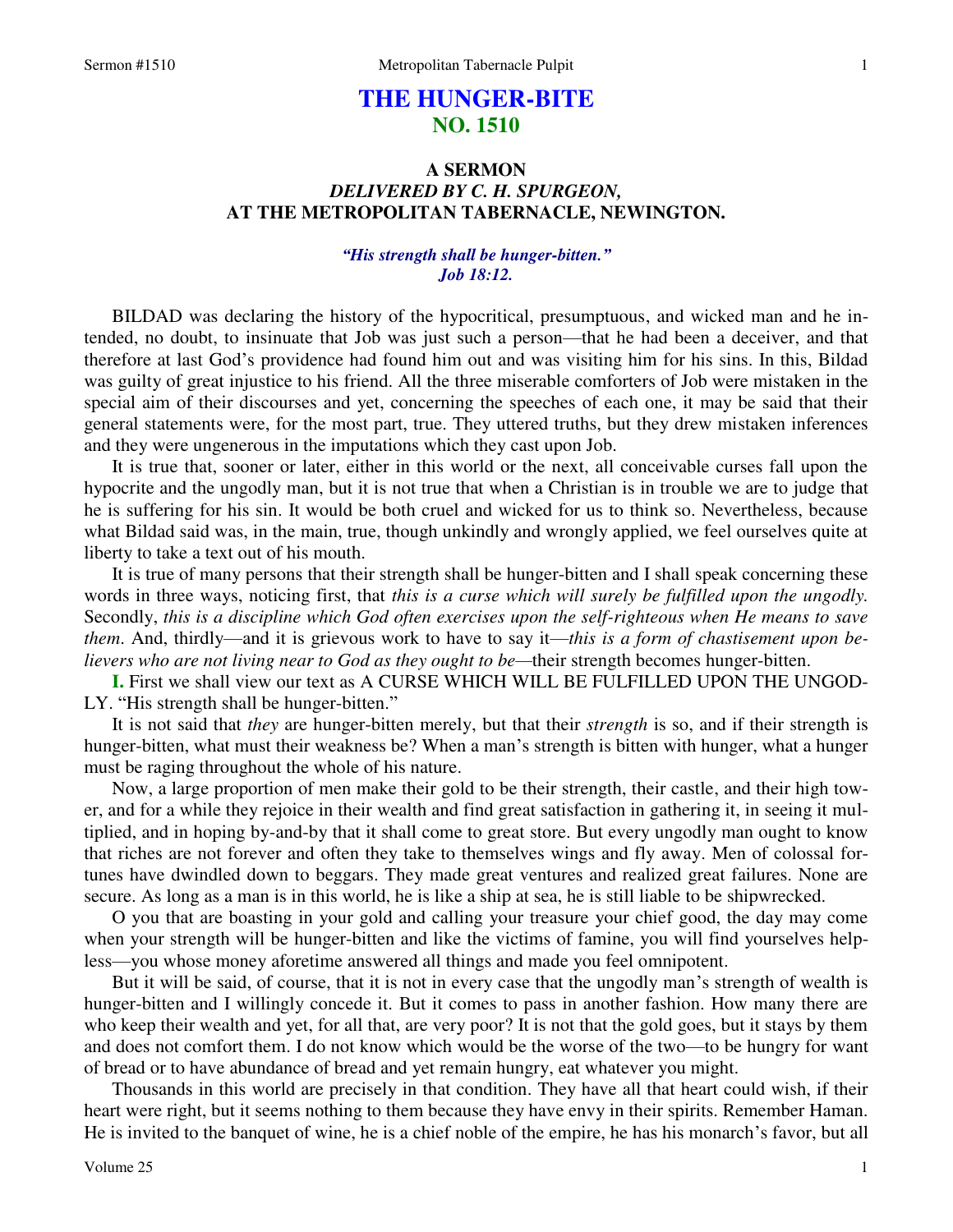# THE HUNGER-BITE
## NO. 1510

### A SERMON
### *DELIVERED BY C. H. SPURGEON,*
### AT THE METROPOLITAN TABERNACLE, NEWINGTON.

*"His strength shall be hunger-bitten."*
*Job 18:12.*

BILDAD was declaring the history of the hypocritical, presumptuous, and wicked man and he intended, no doubt, to insinuate that Job was just such a person—that he had been a deceiver, and that therefore at last God's providence had found him out and was visiting him for his sins. In this, Bildad was guilty of great injustice to his friend. All the three miserable comforters of Job were mistaken in the special aim of their discourses and yet, concerning the speeches of each one, it may be said that their general statements were, for the most part, true. They uttered truths, but they drew mistaken inferences and they were ungenerous in the imputations which they cast upon Job.

It is true that, sooner or later, either in this world or the next, all conceivable curses fall upon the hypocrite and the ungodly man, but it is not true that when a Christian is in trouble we are to judge that he is suffering for his sin. It would be both cruel and wicked for us to think so. Nevertheless, because what Bildad said was, in the main, true, though unkindly and wrongly applied, we feel ourselves quite at liberty to take a text out of his mouth.

It is true of many persons that their strength shall be hunger-bitten and I shall speak concerning these words in three ways, noticing first, that *this is a curse which will surely be fulfilled upon the ungodly.* Secondly, *this is a discipline which God often exercises upon the self-righteous when He means to save them.* And, thirdly—and it is grievous work to have to say it—*this is a form of chastisement upon believers who are not living near to God as they ought to be*—their strength becomes hunger-bitten.

**I.** First we shall view our text as A CURSE WHICH WILL BE FULFILLED UPON THE UNGODLY. "His strength shall be hunger-bitten."

It is not said that *they* are hunger-bitten merely, but that their *strength* is so, and if their strength is hunger-bitten, what must their weakness be? When a man's strength is bitten with hunger, what a hunger must be raging throughout the whole of his nature.

Now, a large proportion of men make their gold to be their strength, their castle, and their high tower, and for a while they rejoice in their wealth and find great satisfaction in gathering it, in seeing it multiplied, and in hoping by-and-by that it shall come to great store. But every ungodly man ought to know that riches are not forever and often they take to themselves wings and fly away. Men of colossal fortunes have dwindled down to beggars. They made great ventures and realized great failures. None are secure. As long as a man is in this world, he is like a ship at sea, he is still liable to be shipwrecked.

O you that are boasting in your gold and calling your treasure your chief good, the day may come when your strength will be hunger-bitten and like the victims of famine, you will find yourselves helpless—you whose money aforetime answered all things and made you feel omnipotent.

But it will be said, of course, that it is not in every case that the ungodly man's strength of wealth is hunger-bitten and I willingly concede it. But it comes to pass in another fashion. How many there are who keep their wealth and yet, for all that, are very poor? It is not that the gold goes, but it stays by them and does not comfort them. I do not know which would be the worse of the two—to be hungry for want of bread or to have abundance of bread and yet remain hungry, eat whatever you might.

Thousands in this world are precisely in that condition. They have all that heart could wish, if their heart were right, but it seems nothing to them because they have envy in their spirits. Remember Haman. He is invited to the banquet of wine, he is a chief noble of the empire, he has his monarch's favor, but all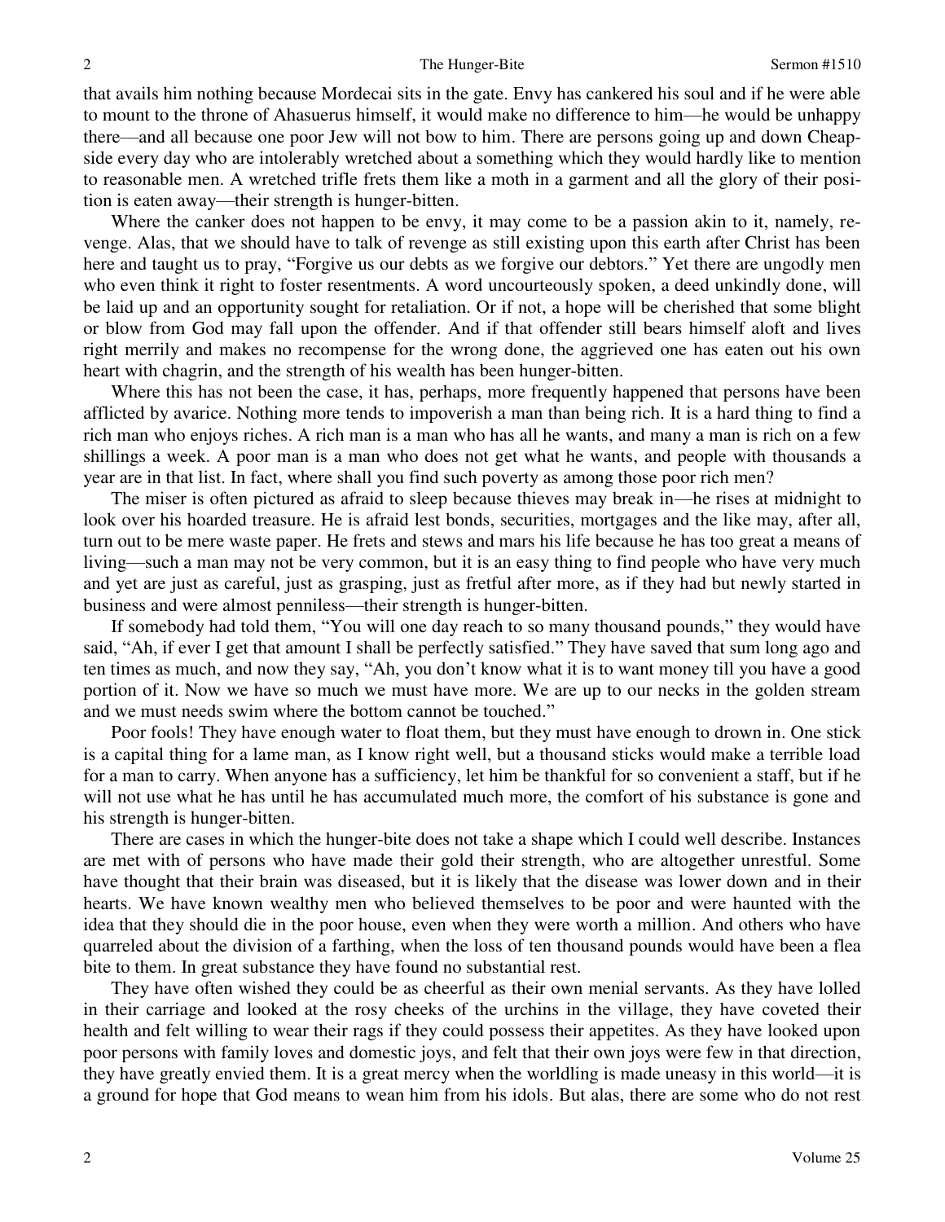that avails him nothing because Mordecai sits in the gate. Envy has cankered his soul and if he were able to mount to the throne of Ahasuerus himself, it would make no difference to him—he would be unhappy there—and all because one poor Jew will not bow to him. There are persons going up and down Cheapside every day who are intolerably wretched about a something which they would hardly like to mention to reasonable men. A wretched trifle frets them like a moth in a garment and all the glory of their position is eaten away—their strength is hunger-bitten.

Where the canker does not happen to be envy, it may come to be a passion akin to it, namely, revenge. Alas, that we should have to talk of revenge as still existing upon this earth after Christ has been here and taught us to pray, "Forgive us our debts as we forgive our debtors." Yet there are ungodly men who even think it right to foster resentments. A word uncourteously spoken, a deed unkindly done, will be laid up and an opportunity sought for retaliation. Or if not, a hope will be cherished that some blight or blow from God may fall upon the offender. And if that offender still bears himself aloft and lives right merrily and makes no recompense for the wrong done, the aggrieved one has eaten out his own heart with chagrin, and the strength of his wealth has been hunger-bitten.

Where this has not been the case, it has, perhaps, more frequently happened that persons have been afflicted by avarice. Nothing more tends to impoverish a man than being rich. It is a hard thing to find a rich man who enjoys riches. A rich man is a man who has all he wants, and many a man is rich on a few shillings a week. A poor man is a man who does not get what he wants, and people with thousands a year are in that list. In fact, where shall you find such poverty as among those poor rich men?

The miser is often pictured as afraid to sleep because thieves may break in—he rises at midnight to look over his hoarded treasure. He is afraid lest bonds, securities, mortgages and the like may, after all, turn out to be mere waste paper. He frets and stews and mars his life because he has too great a means of living—such a man may not be very common, but it is an easy thing to find people who have very much and yet are just as careful, just as grasping, just as fretful after more, as if they had but newly started in business and were almost penniless—their strength is hunger-bitten.

If somebody had told them, "You will one day reach to so many thousand pounds," they would have said, "Ah, if ever I get that amount I shall be perfectly satisfied." They have saved that sum long ago and ten times as much, and now they say, "Ah, you don't know what it is to want money till you have a good portion of it. Now we have so much we must have more. We are up to our necks in the golden stream and we must needs swim where the bottom cannot be touched."

Poor fools! They have enough water to float them, but they must have enough to drown in. One stick is a capital thing for a lame man, as I know right well, but a thousand sticks would make a terrible load for a man to carry. When anyone has a sufficiency, let him be thankful for so convenient a staff, but if he will not use what he has until he has accumulated much more, the comfort of his substance is gone and his strength is hunger-bitten.

There are cases in which the hunger-bite does not take a shape which I could well describe. Instances are met with of persons who have made their gold their strength, who are altogether unrestful. Some have thought that their brain was diseased, but it is likely that the disease was lower down and in their hearts. We have known wealthy men who believed themselves to be poor and were haunted with the idea that they should die in the poor house, even when they were worth a million. And others who have quarreled about the division of a farthing, when the loss of ten thousand pounds would have been a flea bite to them. In great substance they have found no substantial rest.

They have often wished they could be as cheerful as their own menial servants. As they have lolled in their carriage and looked at the rosy cheeks of the urchins in the village, they have coveted their health and felt willing to wear their rags if they could possess their appetites. As they have looked upon poor persons with family loves and domestic joys, and felt that their own joys were few in that direction, they have greatly envied them. It is a great mercy when the worldling is made uneasy in this world—it is a ground for hope that God means to wean him from his idols. But alas, there are some who do not rest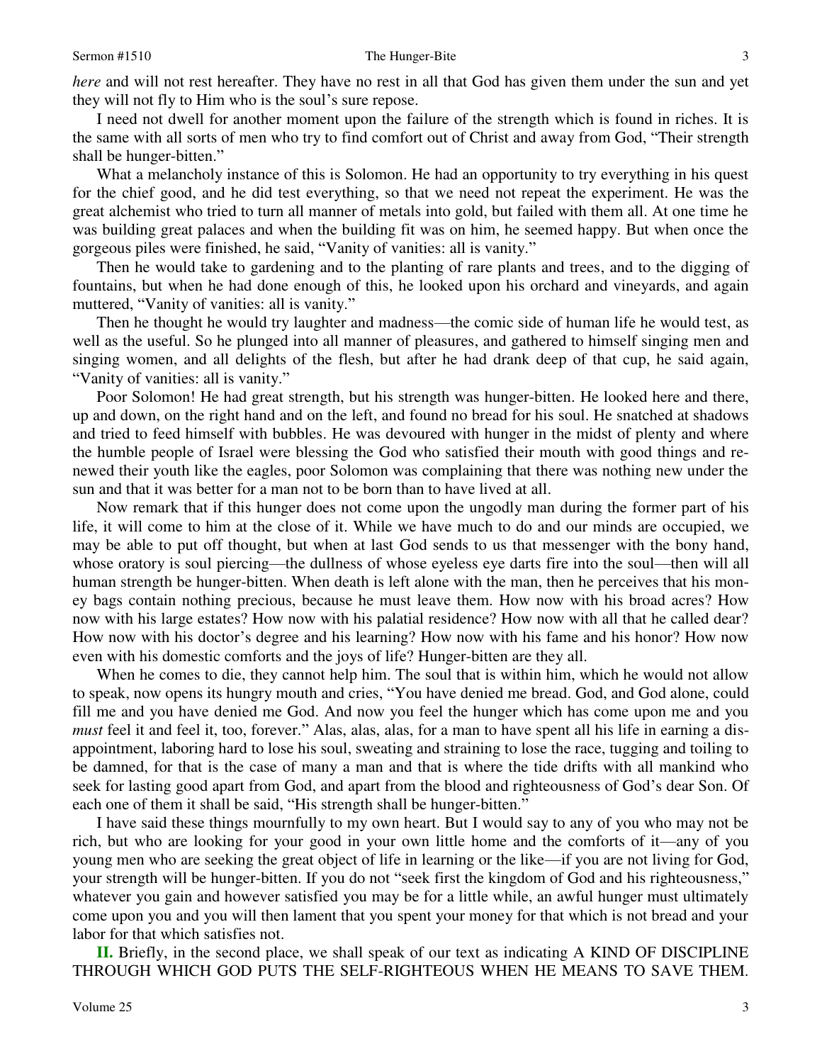*here* and will not rest hereafter. They have no rest in all that God has given them under the sun and yet they will not fly to Him who is the soul's sure repose.

I need not dwell for another moment upon the failure of the strength which is found in riches. It is the same with all sorts of men who try to find comfort out of Christ and away from God, "Their strength shall be hunger-bitten."

What a melancholy instance of this is Solomon. He had an opportunity to try everything in his quest for the chief good, and he did test everything, so that we need not repeat the experiment. He was the great alchemist who tried to turn all manner of metals into gold, but failed with them all. At one time he was building great palaces and when the building fit was on him, he seemed happy. But when once the gorgeous piles were finished, he said, "Vanity of vanities: all is vanity."

Then he would take to gardening and to the planting of rare plants and trees, and to the digging of fountains, but when he had done enough of this, he looked upon his orchard and vineyards, and again muttered, "Vanity of vanities: all is vanity."

Then he thought he would try laughter and madness—the comic side of human life he would test, as well as the useful. So he plunged into all manner of pleasures, and gathered to himself singing men and singing women, and all delights of the flesh, but after he had drank deep of that cup, he said again, "Vanity of vanities: all is vanity."

Poor Solomon! He had great strength, but his strength was hunger-bitten. He looked here and there, up and down, on the right hand and on the left, and found no bread for his soul. He snatched at shadows and tried to feed himself with bubbles. He was devoured with hunger in the midst of plenty and where the humble people of Israel were blessing the God who satisfied their mouth with good things and renewed their youth like the eagles, poor Solomon was complaining that there was nothing new under the sun and that it was better for a man not to be born than to have lived at all.

Now remark that if this hunger does not come upon the ungodly man during the former part of his life, it will come to him at the close of it. While we have much to do and our minds are occupied, we may be able to put off thought, but when at last God sends to us that messenger with the bony hand, whose oratory is soul piercing—the dullness of whose eyeless eye darts fire into the soul—then will all human strength be hunger-bitten. When death is left alone with the man, then he perceives that his money bags contain nothing precious, because he must leave them. How now with his broad acres? How now with his large estates? How now with his palatial residence? How now with all that he called dear? How now with his doctor's degree and his learning? How now with his fame and his honor? How now even with his domestic comforts and the joys of life? Hunger-bitten are they all.

When he comes to die, they cannot help him. The soul that is within him, which he would not allow to speak, now opens its hungry mouth and cries, "You have denied me bread. God, and God alone, could fill me and you have denied me God. And now you feel the hunger which has come upon me and you *must* feel it and feel it, too, forever." Alas, alas, alas, for a man to have spent all his life in earning a disappointment, laboring hard to lose his soul, sweating and straining to lose the race, tugging and toiling to be damned, for that is the case of many a man and that is where the tide drifts with all mankind who seek for lasting good apart from God, and apart from the blood and righteousness of God's dear Son. Of each one of them it shall be said, "His strength shall be hunger-bitten."

I have said these things mournfully to my own heart. But I would say to any of you who may not be rich, but who are looking for your good in your own little home and the comforts of it—any of you young men who are seeking the great object of life in learning or the like—if you are not living for God, your strength will be hunger-bitten. If you do not "seek first the kingdom of God and his righteousness," whatever you gain and however satisfied you may be for a little while, an awful hunger must ultimately come upon you and you will then lament that you spent your money for that which is not bread and your labor for that which satisfies not.

**II.** Briefly, in the second place, we shall speak of our text as indicating A KIND OF DISCIPLINE THROUGH WHICH GOD PUTS THE SELF-RIGHTEOUS WHEN HE MEANS TO SAVE THEM.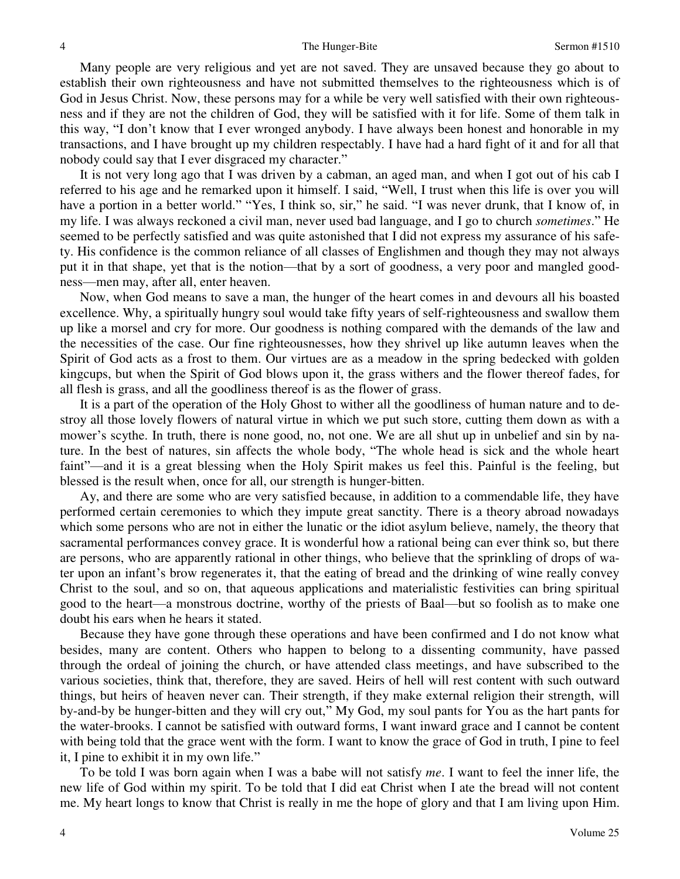Many people are very religious and yet are not saved. They are unsaved because they go about to establish their own righteousness and have not submitted themselves to the righteousness which is of God in Jesus Christ. Now, these persons may for a while be very well satisfied with their own righteousness and if they are not the children of God, they will be satisfied with it for life. Some of them talk in this way, "I don't know that I ever wronged anybody. I have always been honest and honorable in my transactions, and I have brought up my children respectably. I have had a hard fight of it and for all that nobody could say that I ever disgraced my character."

It is not very long ago that I was driven by a cabman, an aged man, and when I got out of his cab I referred to his age and he remarked upon it himself. I said, "Well, I trust when this life is over you will have a portion in a better world." "Yes, I think so, sir," he said. "I was never drunk, that I know of, in my life. I was always reckoned a civil man, never used bad language, and I go to church *sometimes*." He seemed to be perfectly satisfied and was quite astonished that I did not express my assurance of his safety. His confidence is the common reliance of all classes of Englishmen and though they may not always put it in that shape, yet that is the notion—that by a sort of goodness, a very poor and mangled goodness—men may, after all, enter heaven.

Now, when God means to save a man, the hunger of the heart comes in and devours all his boasted excellence. Why, a spiritually hungry soul would take fifty years of self-righteousness and swallow them up like a morsel and cry for more. Our goodness is nothing compared with the demands of the law and the necessities of the case. Our fine righteousnesses, how they shrivel up like autumn leaves when the Spirit of God acts as a frost to them. Our virtues are as a meadow in the spring bedecked with golden kingcups, but when the Spirit of God blows upon it, the grass withers and the flower thereof fades, for all flesh is grass, and all the goodliness thereof is as the flower of grass.

It is a part of the operation of the Holy Ghost to wither all the goodliness of human nature and to destroy all those lovely flowers of natural virtue in which we put such store, cutting them down as with a mower's scythe. In truth, there is none good, no, not one. We are all shut up in unbelief and sin by nature. In the best of natures, sin affects the whole body, "The whole head is sick and the whole heart faint"—and it is a great blessing when the Holy Spirit makes us feel this. Painful is the feeling, but blessed is the result when, once for all, our strength is hunger-bitten.

Ay, and there are some who are very satisfied because, in addition to a commendable life, they have performed certain ceremonies to which they impute great sanctity. There is a theory abroad nowadays which some persons who are not in either the lunatic or the idiot asylum believe, namely, the theory that sacramental performances convey grace. It is wonderful how a rational being can ever think so, but there are persons, who are apparently rational in other things, who believe that the sprinkling of drops of water upon an infant's brow regenerates it, that the eating of bread and the drinking of wine really convey Christ to the soul, and so on, that aqueous applications and materialistic festivities can bring spiritual good to the heart—a monstrous doctrine, worthy of the priests of Baal—but so foolish as to make one doubt his ears when he hears it stated.

Because they have gone through these operations and have been confirmed and I do not know what besides, many are content. Others who happen to belong to a dissenting community, have passed through the ordeal of joining the church, or have attended class meetings, and have subscribed to the various societies, think that, therefore, they are saved. Heirs of hell will rest content with such outward things, but heirs of heaven never can. Their strength, if they make external religion their strength, will by-and-by be hunger-bitten and they will cry out," My God, my soul pants for You as the hart pants for the water-brooks. I cannot be satisfied with outward forms, I want inward grace and I cannot be content with being told that the grace went with the form. I want to know the grace of God in truth, I pine to feel it, I pine to exhibit it in my own life."

To be told I was born again when I was a babe will not satisfy *me*. I want to feel the inner life, the new life of God within my spirit. To be told that I did eat Christ when I ate the bread will not content me. My heart longs to know that Christ is really in me the hope of glory and that I am living upon Him.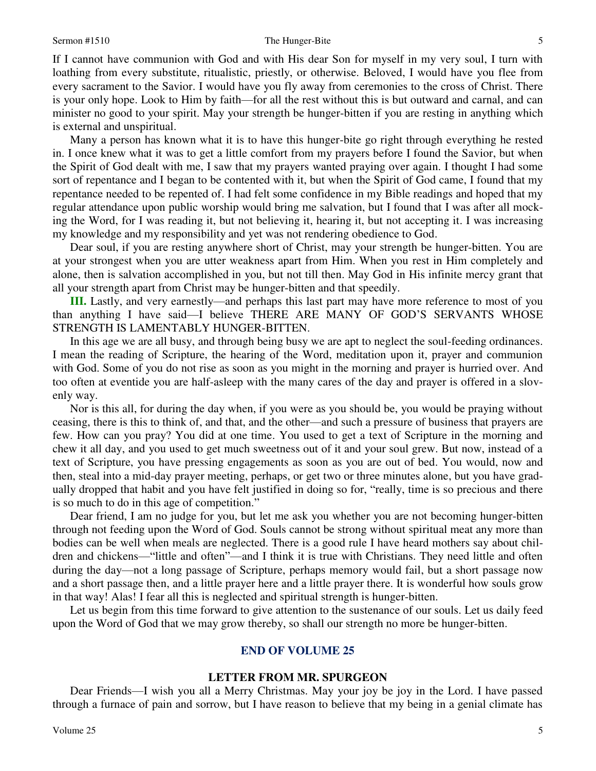If I cannot have communion with God and with His dear Son for myself in my very soul, I turn with loathing from every substitute, ritualistic, priestly, or otherwise. Beloved, I would have you flee from every sacrament to the Savior. I would have you fly away from ceremonies to the cross of Christ. There is your only hope. Look to Him by faith—for all the rest without this is but outward and carnal, and can minister no good to your spirit. May your strength be hunger-bitten if you are resting in anything which is external and unspiritual.

Many a person has known what it is to have this hunger-bite go right through everything he rested in. I once knew what it was to get a little comfort from my prayers before I found the Savior, but when the Spirit of God dealt with me, I saw that my prayers wanted praying over again. I thought I had some sort of repentance and I began to be contented with it, but when the Spirit of God came, I found that my repentance needed to be repented of. I had felt some confidence in my Bible readings and hoped that my regular attendance upon public worship would bring me salvation, but I found that I was after all mocking the Word, for I was reading it, but not believing it, hearing it, but not accepting it. I was increasing my knowledge and my responsibility and yet was not rendering obedience to God.

Dear soul, if you are resting anywhere short of Christ, may your strength be hunger-bitten. You are at your strongest when you are utter weakness apart from Him. When you rest in Him completely and alone, then is salvation accomplished in you, but not till then. May God in His infinite mercy grant that all your strength apart from Christ may be hunger-bitten and that speedily.

**III.** Lastly, and very earnestly—and perhaps this last part may have more reference to most of you than anything I have said—I believe THERE ARE MANY OF GOD'S SERVANTS WHOSE STRENGTH IS LAMENTABLY HUNGER-BITTEN.

In this age we are all busy, and through being busy we are apt to neglect the soul-feeding ordinances. I mean the reading of Scripture, the hearing of the Word, meditation upon it, prayer and communion with God. Some of you do not rise as soon as you might in the morning and prayer is hurried over. And too often at eventide you are half-asleep with the many cares of the day and prayer is offered in a slovenly way.

Nor is this all, for during the day when, if you were as you should be, you would be praying without ceasing, there is this to think of, and that, and the other—and such a pressure of business that prayers are few. How can you pray? You did at one time. You used to get a text of Scripture in the morning and chew it all day, and you used to get much sweetness out of it and your soul grew. But now, instead of a text of Scripture, you have pressing engagements as soon as you are out of bed. You would, now and then, steal into a mid-day prayer meeting, perhaps, or get two or three minutes alone, but you have gradually dropped that habit and you have felt justified in doing so for, "really, time is so precious and there is so much to do in this age of competition."

Dear friend, I am no judge for you, but let me ask you whether you are not becoming hunger-bitten through not feeding upon the Word of God. Souls cannot be strong without spiritual meat any more than bodies can be well when meals are neglected. There is a good rule I have heard mothers say about children and chickens—"little and often"—and I think it is true with Christians. They need little and often during the day—not a long passage of Scripture, perhaps memory would fail, but a short passage now and a short passage then, and a little prayer here and a little prayer there. It is wonderful how souls grow in that way! Alas! I fear all this is neglected and spiritual strength is hunger-bitten.

Let us begin from this time forward to give attention to the sustenance of our souls. Let us daily feed upon the Word of God that we may grow thereby, so shall our strength no more be hunger-bitten.

## END OF VOLUME 25

## LETTER FROM MR. SPURGEON

Dear Friends—I wish you all a Merry Christmas. May your joy be joy in the Lord. I have passed through a furnace of pain and sorrow, but I have reason to believe that my being in a genial climate has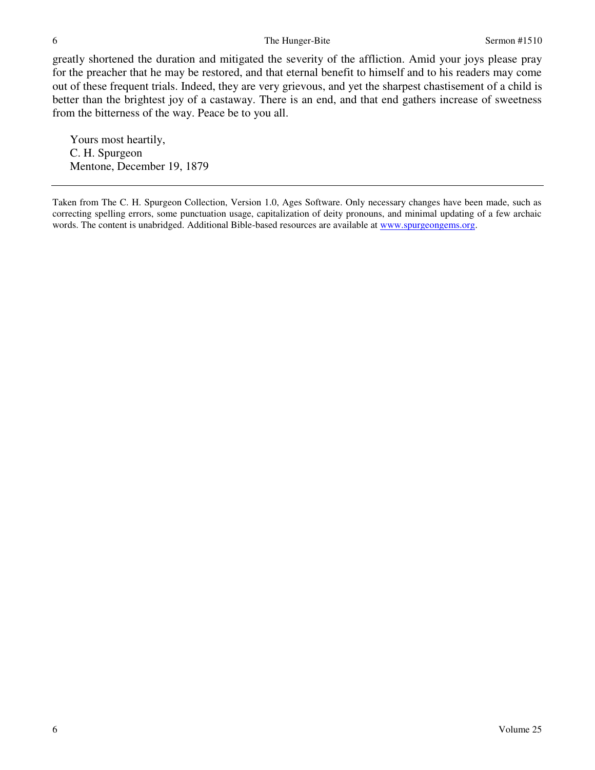greatly shortened the duration and mitigated the severity of the affliction. Amid your joys please pray for the preacher that he may be restored, and that eternal benefit to himself and to his readers may come out of these frequent trials. Indeed, they are very grievous, and yet the sharpest chastisement of a child is better than the brightest joy of a castaway. There is an end, and that end gathers increase of sweetness from the bitterness of the way. Peace be to you all.

Yours most heartily,
C. H. Spurgeon
Mentone, December 19, 1879

---

Taken from The C. H. Spurgeon Collection, Version 1.0, Ages Software. Only necessary changes have been made, such as correcting spelling errors, some punctuation usage, capitalization of deity pronouns, and minimal updating of a few archaic words. The content is unabridged. Additional Bible-based resources are available at www.spurgeongems.org.